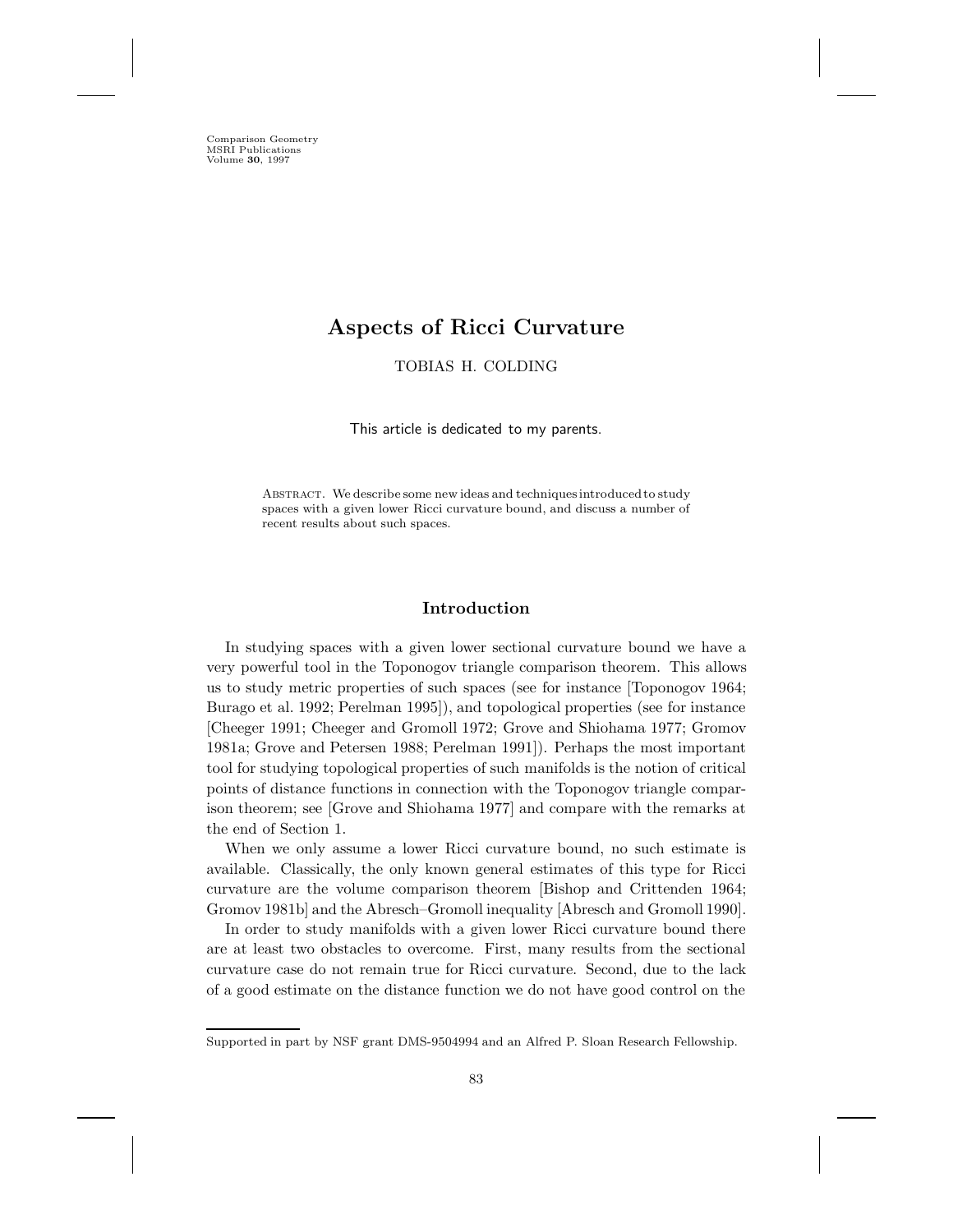# Aspects of Ricci Curvature

TOBIAS H. COLDING

This article is dedicated to my parents.

Abstract. We describe some new ideas and techniques introduced to study spaces with a given lower Ricci curvature bound, and discuss a number of recent results about such spaces.

## Introduction

In studying spaces with a given lower sectional curvature bound we have a very powerful tool in the Toponogov triangle comparison theorem. This allows us to study metric properties of such spaces (see for instance [Toponogov 1964; Burago et al. 1992; Perelman 1995]), and topological properties (see for instance [Cheeger 1991; Cheeger and Gromoll 1972; Grove and Shiohama 1977; Gromov 1981a; Grove and Petersen 1988; Perelman 1991]). Perhaps the most important tool for studying topological properties of such manifolds is the notion of critical points of distance functions in connection with the Toponogov triangle comparison theorem; see [Grove and Shiohama 1977] and compare with the remarks at the end of Section 1.

When we only assume a lower Ricci curvature bound, no such estimate is available. Classically, the only known general estimates of this type for Ricci curvature are the volume comparison theorem [Bishop and Crittenden 1964; Gromov 1981b] and the Abresch–Gromoll inequality [Abresch and Gromoll 1990].

In order to study manifolds with a given lower Ricci curvature bound there are at least two obstacles to overcome. First, many results from the sectional curvature case do not remain true for Ricci curvature. Second, due to the lack of a good estimate on the distance function we do not have good control on the

Supported in part by NSF grant DMS-9504994 and an Alfred P. Sloan Research Fellowship.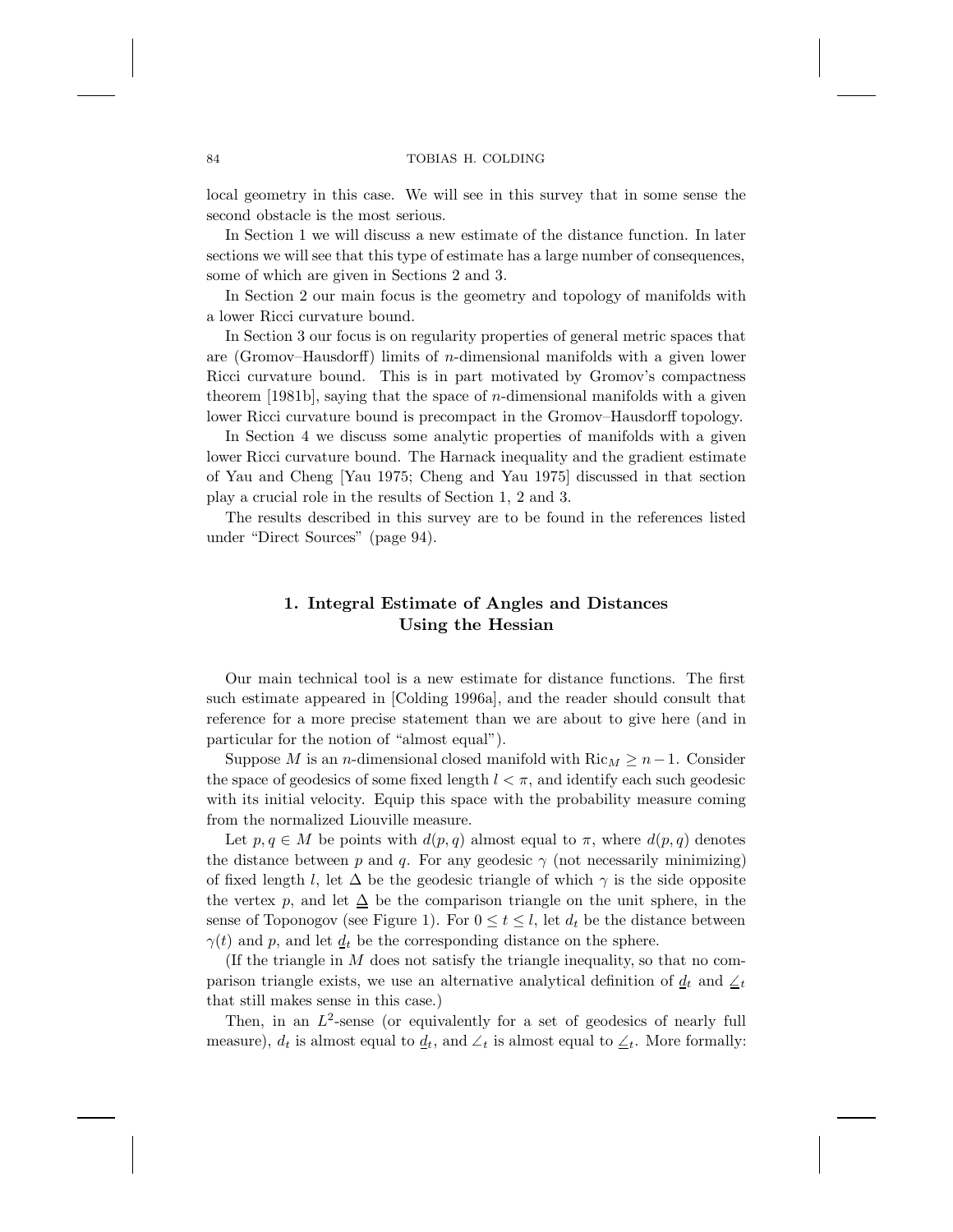local geometry in this case. We will see in this survey that in some sense the second obstacle is the most serious.

In Section 1 we will discuss a new estimate of the distance function. In later sections we will see that this type of estimate has a large number of consequences, some of which are given in Sections 2 and 3.

In Section 2 our main focus is the geometry and topology of manifolds with a lower Ricci curvature bound.

In Section 3 our focus is on regularity properties of general metric spaces that are (Gromov–Hausdorff) limits of $n$-dimensional manifolds with a given lower Ricci curvature bound. This is in part motivated by Gromov's compactness theorem [1981b], saying that the space of $n$-dimensional manifolds with a given lower Ricci curvature bound is precompact in the Gromov–Hausdorff topology.

In Section 4 we discuss some analytic properties of manifolds with a given lower Ricci curvature bound. The Harnack inequality and the gradient estimate of Yau and Cheng [Yau 1975; Cheng and Yau 1975] discussed in that section play a crucial role in the results of Section 1, 2 and 3.

The results described in this survey are to be found in the references listed under "Direct Sources" (page 94).

## 1. Integral Estimate of Angles and Distances Using the Hessian

Our main technical tool is a new estimate for distance functions. The first such estimate appeared in [Colding 1996a], and the reader should consult that reference for a more precise statement than we are about to give here (and in particular for the notion of "almost equal").

Suppose $M$ is an $n$-dimensional closed manifold with $\mathrm{Ric}_M \geq n-1$. Consider the space of geodesics of some fixed length $l < \pi$, and identify each such geodesic with its initial velocity. Equip this space with the probability measure coming from the normalized Liouville measure.

Let $p, q \in M$ be points with $d(p,q)$ almost equal to $\pi$, where $d(p,q)$ denotes the distance between $p$ and $q$. For any geodesic $\gamma$ (not necessarily minimizing) of fixed length $l$, let $\Delta$ be the geodesic triangle of which $\gamma$ is the side opposite the vertex $p$, and let $\underline{\Delta}$ be the comparison triangle on the unit sphere, in the sense of Toponogov (see Figure 1). For $0 \leq t \leq l$, let $d_t$ be the distance between $\gamma(t)$ and $p$, and let $\underline{d}_t$ be the corresponding distance on the sphere.

(If the triangle in $M$ does not satisfy the triangle inequality, so that no comparison triangle exists, we use an alternative analytical definition of $\underline{d}_t$ and $\underline{\angle}_t$ that still makes sense in this case.)

Then, in an $L^2$-sense (or equivalently for a set of geodesics of nearly full measure), $d_t$ is almost equal to $\underline{d}_t$, and $\angle_t$ is almost equal to $\underline{\angle}_t$. More formally: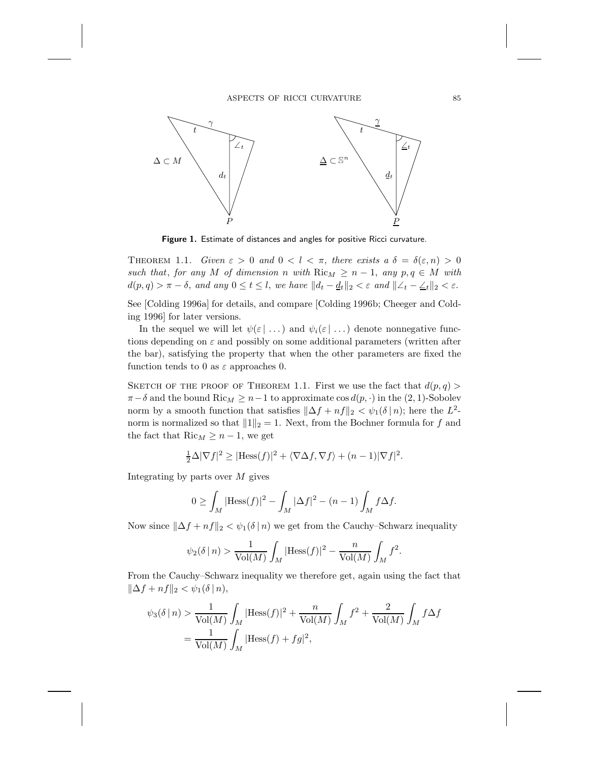**Figure 1.** Estimate of distances and angles for positive Ricci curvature.

THEOREM 1.1. *Given $\varepsilon > 0$ and $0 < l < \pi$, there exists a $\delta = \delta(\varepsilon, n) > 0$ such that, for any $M$ of dimension $n$ with $\mathrm{Ric}_M \geq n-1$, any $p, q \in M$ with $d(p,q) > \pi - \delta$, and any $0 \leq t \leq l$, we have $\|d_t - \underline{d}_t\|_2 < \varepsilon$ and $\|\angle_t - \underline{\angle}_t\|_2 < \varepsilon$.*

See [Colding 1996a] for details, and compare [Colding 1996b; Cheeger and Colding 1996] for later versions.

In the sequel we will let $\psi(\varepsilon \,|\, \dots)$ and $\psi_i(\varepsilon \,|\, \dots)$ denote nonnegative functions depending on $\varepsilon$ and possibly on some additional parameters (written after the bar), satisfying the property that when the other parameters are fixed the function tends to 0 as $\varepsilon$ approaches 0.

SKETCH OF THE PROOF OF THEOREM 1.1. First we use the fact that $d(p,q) > \pi - \delta$ and the bound $\mathrm{Ric}_M \geq n-1$ to approximate $\cos d(p, \cdot)$ in the $(2,1)$-Sobolev norm by a smooth function that satisfies $\|\Delta f + nf\|_2 < \psi_1(\delta \,|\, n)$; here the $L^2$-norm is normalized so that $\|1\|_2 = 1$. Next, from the Bochner formula for $f$ and the fact that $\mathrm{Ric}_M \geq n-1$, we get

$$\tfrac{1}{2}\Delta|\nabla f|^2 \geq |\mathrm{Hess}(f)|^2 + \langle \nabla \Delta f, \nabla f \rangle + (n-1)|\nabla f|^2.$$

Integrating by parts over $M$ gives

$$0 \geq \int_M |\mathrm{Hess}(f)|^2 - \int_M |\Delta f|^2 - (n-1)\int_M f\Delta f.$$

Now since $\|\Delta f + nf\|_2 < \psi_1(\delta \,|\, n)$ we get from the Cauchy–Schwarz inequality

$$\psi_2(\delta \,|\, n) > \frac{1}{\mathrm{Vol}(M)}\int_M |\mathrm{Hess}(f)|^2 - \frac{n}{\mathrm{Vol}(M)}\int_M f^2.$$

From the Cauchy–Schwarz inequality we therefore get, again using the fact that $\|\Delta f + nf\|_2 < \psi_1(\delta \,|\, n)$,

$$\begin{aligned}\psi_3(\delta \,|\, n) &> \frac{1}{\mathrm{Vol}(M)}\int_M |\mathrm{Hess}(f)|^2 + \frac{n}{\mathrm{Vol}(M)}\int_M f^2 + \frac{2}{\mathrm{Vol}(M)}\int_M f\Delta f \\ &= \frac{1}{\mathrm{Vol}(M)}\int_M |\mathrm{Hess}(f) + fg|^2,\end{aligned}$$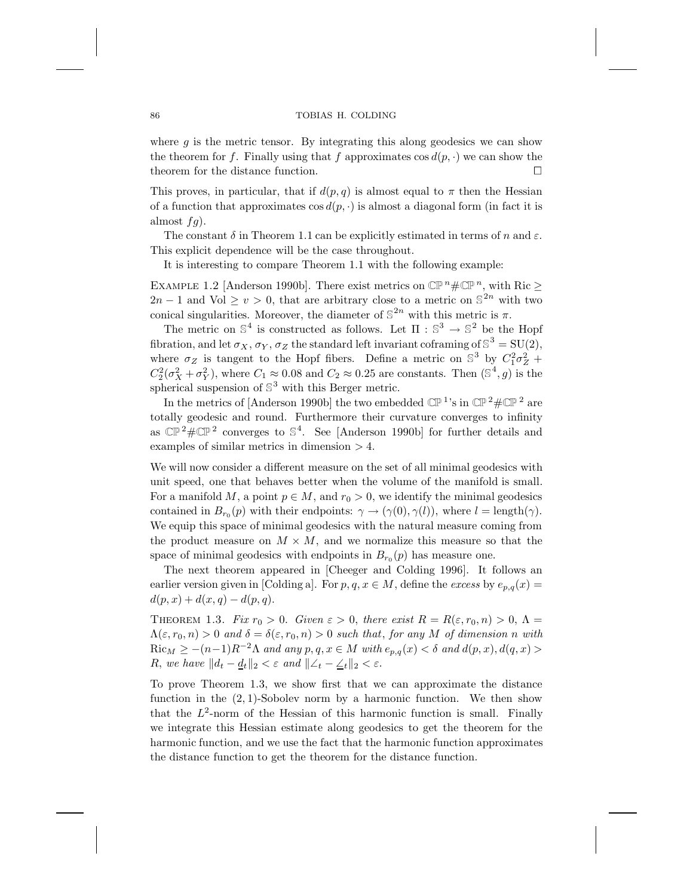where $g$ is the metric tensor. By integrating this along geodesics we can show the theorem for $f$. Finally using that $f$ approximates $\cos d(p, \cdot)$ we can show the theorem for the distance function. $\square$

This proves, in particular, that if $d(p, q)$ is almost equal to $\pi$ then the Hessian of a function that approximates $\cos d(p, \cdot)$ is almost a diagonal form (in fact it is almost $fg$).

The constant $\delta$ in Theorem 1.1 can be explicitly estimated in terms of $n$ and $\varepsilon$. This explicit dependence will be the case throughout.

It is interesting to compare Theorem 1.1 with the following example:

EXAMPLE 1.2 [Anderson 1990b]. There exist metrics on $\mathbb{CP}^n \# \mathbb{CP}^n$, with $\mathrm{Ric} \geq 2n - 1$ and $\mathrm{Vol} \geq v > 0$, that are arbitrary close to a metric on $\mathbb{S}^{2n}$ with two conical singularities. Moreover, the diameter of $\mathbb{S}^{2n}$ with this metric is $\pi$.

The metric on $\mathbb{S}^4$ is constructed as follows. Let $\Pi : \mathbb{S}^3 \to \mathbb{S}^2$ be the Hopf fibration, and let $\sigma_X$, $\sigma_Y$, $\sigma_Z$ the standard left invariant coframing of $\mathbb{S}^3 = \mathrm{SU}(2)$, where $\sigma_Z$ is tangent to the Hopf fibers. Define a metric on $\mathbb{S}^3$ by $C_1^2 \sigma_Z^2 + C_2^2(\sigma_X^2 + \sigma_Y^2)$, where $C_1 \approx 0.08$ and $C_2 \approx 0.25$ are constants. Then $(\mathbb{S}^4, g)$ is the spherical suspension of $\mathbb{S}^3$ with this Berger metric.

In the metrics of [Anderson 1990b] the two embedded $\mathbb{CP}^1$'s in $\mathbb{CP}^2 \# \mathbb{CP}^2$ are totally geodesic and round. Furthermore their curvature converges to infinity as $\mathbb{CP}^2 \# \mathbb{CP}^2$ converges to $\mathbb{S}^4$. See [Anderson 1990b] for further details and examples of similar metrics in dimension $> 4$.

We will now consider a different measure on the set of all minimal geodesics with unit speed, one that behaves better when the volume of the manifold is small. For a manifold $M$, a point $p \in M$, and $r_0 > 0$, we identify the minimal geodesics contained in $B_{r_0}(p)$ with their endpoints: $\gamma \to (\gamma(0), \gamma(l))$, where $l = \mathrm{length}(\gamma)$. We equip this space of minimal geodesics with the natural measure coming from the product measure on $M \times M$, and we normalize this measure so that the space of minimal geodesics with endpoints in $B_{r_0}(p)$ has measure one.

The next theorem appeared in [Cheeger and Colding 1996]. It follows an earlier version given in [Colding a]. For $p, q, x \in M$, define the *excess* by $e_{p,q}(x) = d(p, x) + d(x, q) - d(p, q)$.

THEOREM 1.3. *Fix $r_0 > 0$. Given $\varepsilon > 0$, there exist $R = R(\varepsilon, r_0, n) > 0$, $\Lambda = \Lambda(\varepsilon, r_0, n) > 0$ and $\delta = \delta(\varepsilon, r_0, n) > 0$ such that, for any $M$ of dimension $n$ with $\mathrm{Ric}_M \geq -(n-1)R^{-2}\Lambda$ and any $p, q, x \in M$ with $e_{p,q}(x) < \delta$ and $d(p, x), d(q, x) > R$, we have $\|d_t - \underline{d}_t\|_2 < \varepsilon$ and $\|\angle_t - \underline{\angle}_t\|_2 < \varepsilon$.*

To prove Theorem 1.3, we show first that we can approximate the distance function in the $(2, 1)$-Sobolev norm by a harmonic function. We then show that the $L^2$-norm of the Hessian of this harmonic function is small. Finally we integrate this Hessian estimate along geodesics to get the theorem for the harmonic function, and we use the fact that the harmonic function approximates the distance function to get the theorem for the distance function.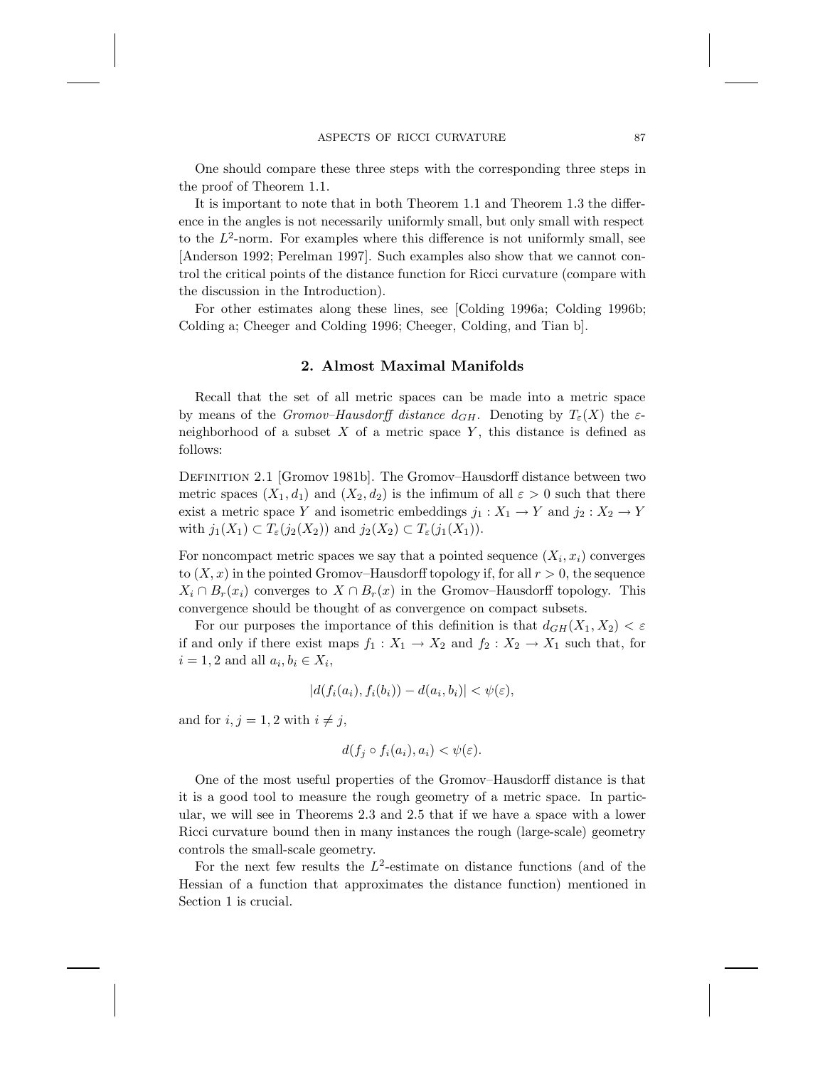One should compare these three steps with the corresponding three steps in the proof of Theorem 1.1.

It is important to note that in both Theorem 1.1 and Theorem 1.3 the difference in the angles is not necessarily uniformly small, but only small with respect to the $L^2$-norm. For examples where this difference is not uniformly small, see [Anderson 1992; Perelman 1997]. Such examples also show that we cannot control the critical points of the distance function for Ricci curvature (compare with the discussion in the Introduction).

For other estimates along these lines, see [Colding 1996a; Colding 1996b; Colding a; Cheeger and Colding 1996; Cheeger, Colding, and Tian b].

## 2. Almost Maximal Manifolds

Recall that the set of all metric spaces can be made into a metric space by means of the *Gromov–Hausdorff distance* $d_{GH}$. Denoting by $T_\varepsilon(X)$ the $\varepsilon$-neighborhood of a subset $X$ of a metric space $Y$, this distance is defined as follows:

Definition 2.1 [Gromov 1981b]. The Gromov–Hausdorff distance between two metric spaces $(X_1, d_1)$ and $(X_2, d_2)$ is the infimum of all $\varepsilon > 0$ such that there exist a metric space $Y$ and isometric embeddings $j_1 : X_1 \to Y$ and $j_2 : X_2 \to Y$ with $j_1(X_1) \subset T_\varepsilon(j_2(X_2))$ and $j_2(X_2) \subset T_\varepsilon(j_1(X_1))$.

For noncompact metric spaces we say that a pointed sequence $(X_i, x_i)$ converges to $(X, x)$ in the pointed Gromov–Hausdorff topology if, for all $r > 0$, the sequence $X_i \cap B_r(x_i)$ converges to $X \cap B_r(x)$ in the Gromov–Hausdorff topology. This convergence should be thought of as convergence on compact subsets.

For our purposes the importance of this definition is that $d_{GH}(X_1, X_2) < \varepsilon$ if and only if there exist maps $f_1 : X_1 \to X_2$ and $f_2 : X_2 \to X_1$ such that, for $i = 1, 2$ and all $a_i, b_i \in X_i$,

$$|d(f_i(a_i), f_i(b_i)) - d(a_i, b_i)| < \psi(\varepsilon),$$

and for $i, j = 1, 2$ with $i \neq j$,

$$d(f_j \circ f_i(a_i), a_i) < \psi(\varepsilon).$$

One of the most useful properties of the Gromov–Hausdorff distance is that it is a good tool to measure the rough geometry of a metric space. In particular, we will see in Theorems 2.3 and 2.5 that if we have a space with a lower Ricci curvature bound then in many instances the rough (large-scale) geometry controls the small-scale geometry.

For the next few results the $L^2$-estimate on distance functions (and of the Hessian of a function that approximates the distance function) mentioned in Section 1 is crucial.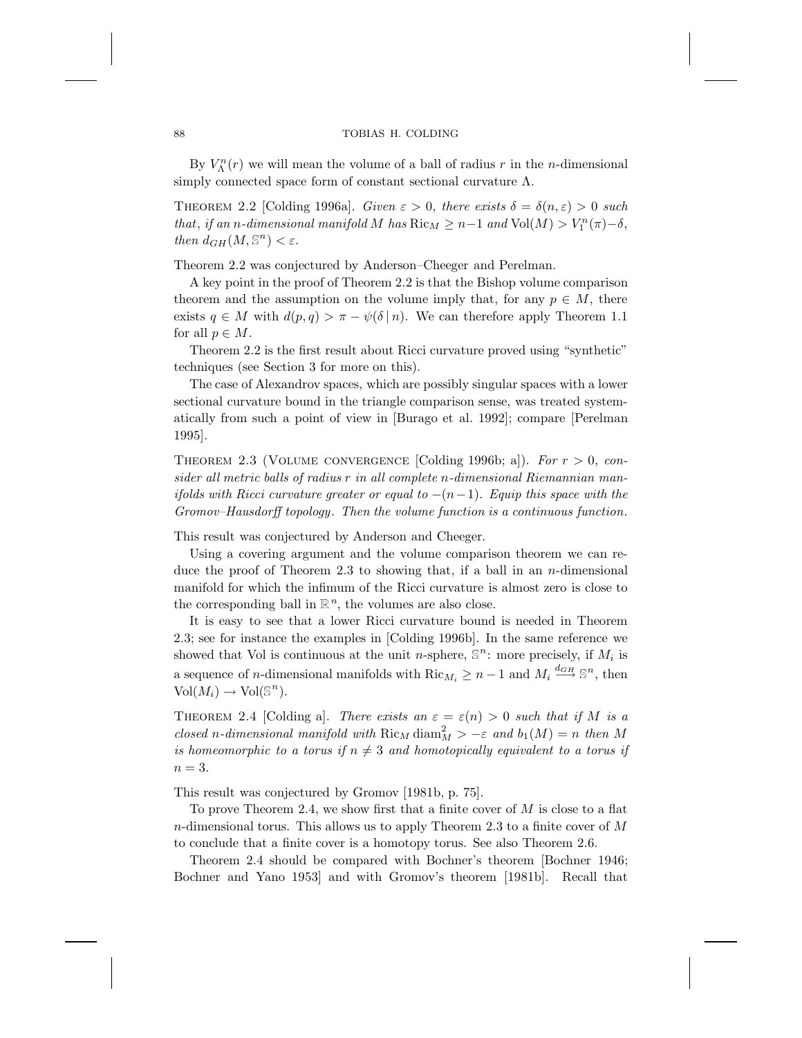By $V^n_\Lambda(r)$ we will mean the volume of a ball of radius $r$ in the $n$-dimensional simply connected space form of constant sectional curvature $\Lambda$.

THEOREM 2.2 [Colding 1996a]. *Given $\varepsilon > 0$, there exists $\delta = \delta(n, \varepsilon) > 0$ such that, if an $n$-dimensional manifold $M$ has $\mathrm{Ric}_M \geq n-1$ and $\mathrm{Vol}(M) > V^n_1(\pi) - \delta$, then $d_{GH}(M, \mathbb{S}^n) < \varepsilon$.*

Theorem 2.2 was conjectured by Anderson–Cheeger and Perelman.

A key point in the proof of Theorem 2.2 is that the Bishop volume comparison theorem and the assumption on the volume imply that, for any $p \in M$, there exists $q \in M$ with $d(p, q) > \pi - \psi(\delta \,|\, n)$. We can therefore apply Theorem 1.1 for all $p \in M$.

Theorem 2.2 is the first result about Ricci curvature proved using "synthetic" techniques (see Section 3 for more on this).

The case of Alexandrov spaces, which are possibly singular spaces with a lower sectional curvature bound in the triangle comparison sense, was treated systematically from such a point of view in [Burago et al. 1992]; compare [Perelman 1995].

THEOREM 2.3 (VOLUME CONVERGENCE [Colding 1996b; a]). *For $r > 0$, consider all metric balls of radius $r$ in all complete $n$-dimensional Riemannian manifolds with Ricci curvature greater or equal to $-(n-1)$. Equip this space with the Gromov–Hausdorff topology. Then the volume function is a continuous function.*

This result was conjectured by Anderson and Cheeger.

Using a covering argument and the volume comparison theorem we can reduce the proof of Theorem 2.3 to showing that, if a ball in an $n$-dimensional manifold for which the infimum of the Ricci curvature is almost zero is close to the corresponding ball in $\mathbb{R}^n$, the volumes are also close.

It is easy to see that a lower Ricci curvature bound is needed in Theorem 2.3; see for instance the examples in [Colding 1996b]. In the same reference we showed that Vol is continuous at the unit $n$-sphere, $\mathbb{S}^n$: more precisely, if $M_i$ is a sequence of $n$-dimensional manifolds with $\mathrm{Ric}_{M_i} \geq n-1$ and $M_i \xrightarrow{d_{GH}} \mathbb{S}^n$, then $\mathrm{Vol}(M_i) \to \mathrm{Vol}(\mathbb{S}^n)$.

THEOREM 2.4 [Colding a]. *There exists an $\varepsilon = \varepsilon(n) > 0$ such that if $M$ is a closed $n$-dimensional manifold with $\mathrm{Ric}_M \,\mathrm{diam}^2_M > -\varepsilon$ and $b_1(M) = n$ then $M$ is homeomorphic to a torus if $n \neq 3$ and homotopically equivalent to a torus if $n = 3$.*

This result was conjectured by Gromov [1981b, p. 75].

To prove Theorem 2.4, we show first that a finite cover of $M$ is close to a flat $n$-dimensional torus. This allows us to apply Theorem 2.3 to a finite cover of $M$ to conclude that a finite cover is a homotopy torus. See also Theorem 2.6.

Theorem 2.4 should be compared with Bochner's theorem [Bochner 1946; Bochner and Yano 1953] and with Gromov's theorem [1981b]. Recall that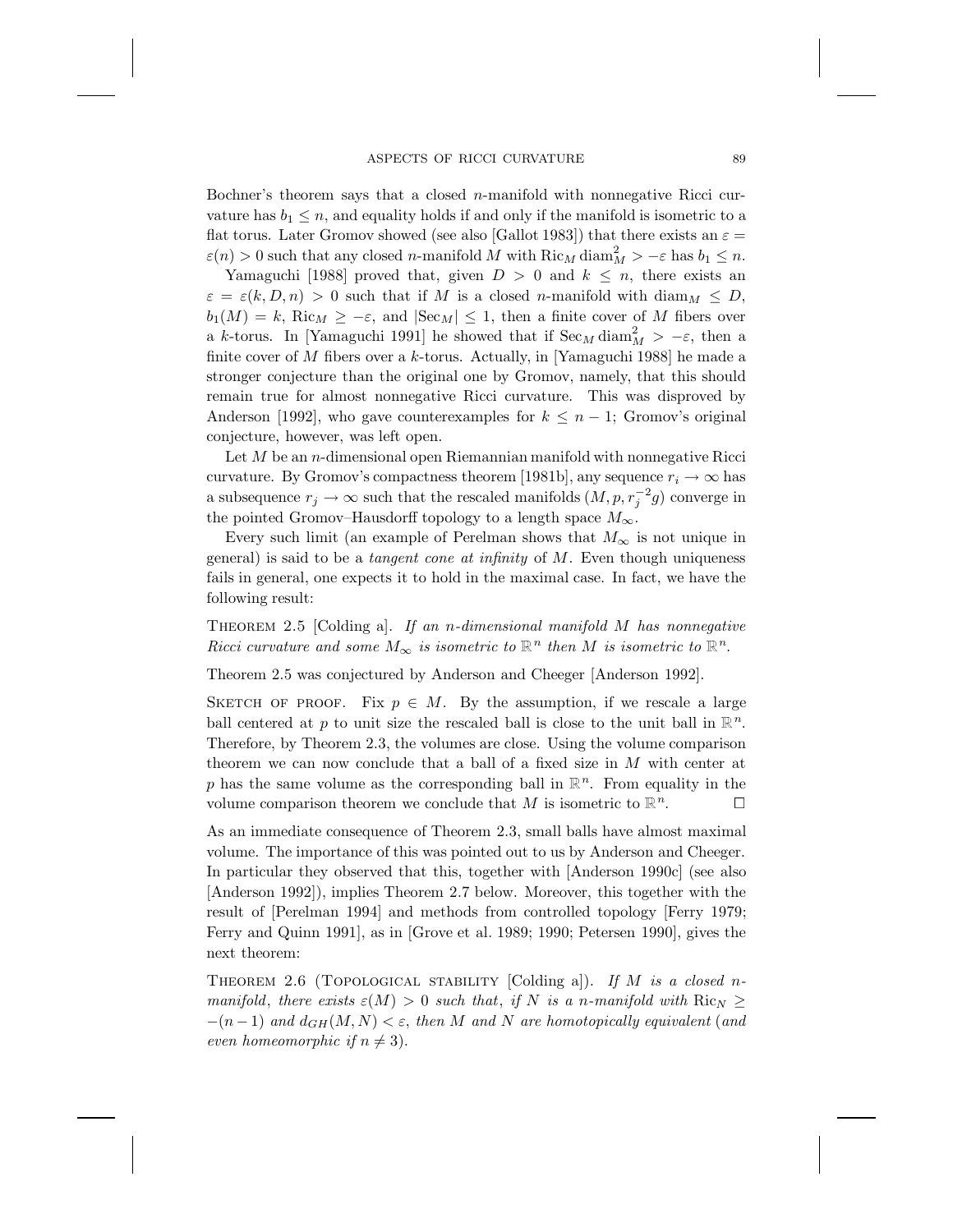Bochner's theorem says that a closed $n$-manifold with nonnegative Ricci curvature has $b_1 \leq n$, and equality holds if and only if the manifold is isometric to a flat torus. Later Gromov showed (see also [Gallot 1983]) that there exists an $\varepsilon = \varepsilon(n) > 0$ such that any closed $n$-manifold $M$ with $\mathrm{Ric}_M \operatorname{diam}_M^2 > -\varepsilon$ has $b_1 \leq n$.

Yamaguchi [1988] proved that, given $D > 0$ and $k \leq n$, there exists an $\varepsilon = \varepsilon(k, D, n) > 0$ such that if $M$ is a closed $n$-manifold with $\operatorname{diam}_M \leq D$, $b_1(M) = k$, $\mathrm{Ric}_M \geq -\varepsilon$, and $|\mathrm{Sec}_M| \leq 1$, then a finite cover of $M$ fibers over a $k$-torus. In [Yamaguchi 1991] he showed that if $\mathrm{Sec}_M \operatorname{diam}_M^2 > -\varepsilon$, then a finite cover of $M$ fibers over a $k$-torus. Actually, in [Yamaguchi 1988] he made a stronger conjecture than the original one by Gromov, namely, that this should remain true for almost nonnegative Ricci curvature. This was disproved by Anderson [1992], who gave counterexamples for $k \leq n-1$; Gromov's original conjecture, however, was left open.

Let $M$ be an $n$-dimensional open Riemannian manifold with nonnegative Ricci curvature. By Gromov's compactness theorem [1981b], any sequence $r_i \to \infty$ has a subsequence $r_j \to \infty$ such that the rescaled manifolds $(M, p, r_j^{-2} g)$ converge in the pointed Gromov–Hausdorff topology to a length space $M_\infty$.

Every such limit (an example of Perelman shows that $M_\infty$ is not unique in general) is said to be a *tangent cone at infinity* of $M$. Even though uniqueness fails in general, one expects it to hold in the maximal case. In fact, we have the following result:

THEOREM 2.5 [Colding a]. *If an $n$-dimensional manifold $M$ has nonnegative Ricci curvature and some $M_\infty$ is isometric to $\mathbb{R}^n$ then $M$ is isometric to $\mathbb{R}^n$.*

Theorem 2.5 was conjectured by Anderson and Cheeger [Anderson 1992].

SKETCH OF PROOF. Fix $p \in M$. By the assumption, if we rescale a large ball centered at $p$ to unit size the rescaled ball is close to the unit ball in $\mathbb{R}^n$. Therefore, by Theorem 2.3, the volumes are close. Using the volume comparison theorem we can now conclude that a ball of a fixed size in $M$ with center at $p$ has the same volume as the corresponding ball in $\mathbb{R}^n$. From equality in the volume comparison theorem we conclude that $M$ is isometric to $\mathbb{R}^n$. $\square$

As an immediate consequence of Theorem 2.3, small balls have almost maximal volume. The importance of this was pointed out to us by Anderson and Cheeger. In particular they observed that this, together with [Anderson 1990c] (see also [Anderson 1992]), implies Theorem 2.7 below. Moreover, this together with the result of [Perelman 1994] and methods from controlled topology [Ferry 1979; Ferry and Quinn 1991], as in [Grove et al. 1989; 1990; Petersen 1990], gives the next theorem:

THEOREM 2.6 (TOPOLOGICAL STABILITY [Colding a]). *If $M$ is a closed $n$-manifold, there exists $\varepsilon(M) > 0$ such that, if $N$ is a $n$-manifold with $\mathrm{Ric}_N \geq -(n-1)$ and $d_{GH}(M, N) < \varepsilon$, then $M$ and $N$ are homotopically equivalent (and even homeomorphic if $n \neq 3$).*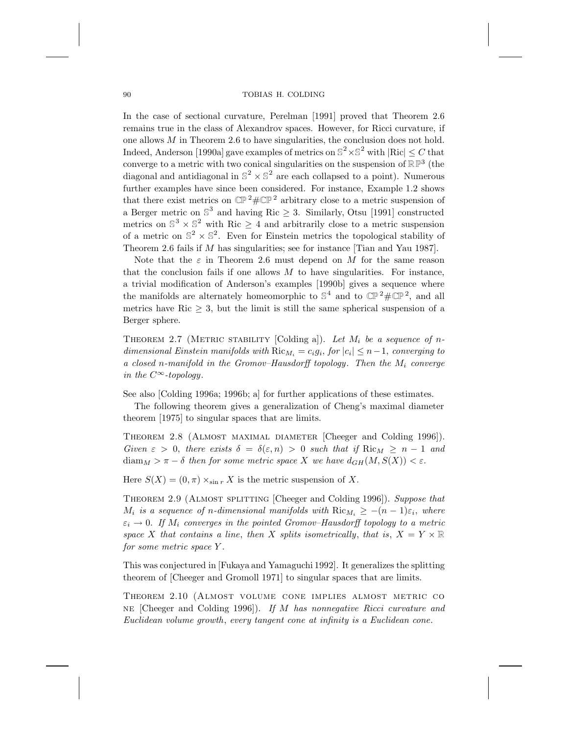In the case of sectional curvature, Perelman [1991] proved that Theorem 2.6 remains true in the class of Alexandrov spaces. However, for Ricci curvature, if one allows $M$ in Theorem 2.6 to have singularities, the conclusion does not hold. Indeed, Anderson [1990a] gave examples of metrics on $\mathbb{S}^2 \times \mathbb{S}^2$ with $|\mathrm{Ric}| \leq C$ that converge to a metric with two conical singularities on the suspension of $\mathbb{RP}^3$ (the diagonal and antidiagonal in $\mathbb{S}^2 \times \mathbb{S}^2$ are each collapsed to a point). Numerous further examples have since been considered. For instance, Example 1.2 shows that there exist metrics on $\mathbb{CP}^2 \# \mathbb{CP}^2$ arbitrary close to a metric suspension of a Berger metric on $\mathbb{S}^3$ and having $\mathrm{Ric} \geq 3$. Similarly, Otsu [1991] constructed metrics on $\mathbb{S}^3 \times \mathbb{S}^2$ with $\mathrm{Ric} \geq 4$ and arbitrarily close to a metric suspension of a metric on $\mathbb{S}^2 \times \mathbb{S}^2$. Even for Einstein metrics the topological stability of Theorem 2.6 fails if $M$ has singularities; see for instance [Tian and Yau 1987].

Note that the $\varepsilon$ in Theorem 2.6 must depend on $M$ for the same reason that the conclusion fails if one allows $M$ to have singularities. For instance, a trivial modification of Anderson's examples [1990b] gives a sequence where the manifolds are alternately homeomorphic to $\mathbb{S}^4$ and to $\mathbb{CP}^2 \# \mathbb{CP}^2$, and all metrics have $\mathrm{Ric} \geq 3$, but the limit is still the same spherical suspension of a Berger sphere.

Theorem 2.7 (Metric stability [Colding a]). *Let $M_i$ be a sequence of $n$-dimensional Einstein manifolds with $\mathrm{Ric}_{M_i} = c_i g_i$, for $|c_i| \leq n-1$, converging to a closed $n$-manifold in the Gromov–Hausdorff topology. Then the $M_i$ converge in the $C^\infty$-topology.*

See also [Colding 1996a; 1996b; a] for further applications of these estimates.

The following theorem gives a generalization of Cheng's maximal diameter theorem [1975] to singular spaces that are limits.

Theorem 2.8 (Almost maximal diameter [Cheeger and Colding 1996]). *Given $\varepsilon > 0$, there exists $\delta = \delta(\varepsilon, n) > 0$ such that if $\mathrm{Ric}_M \geq n-1$ and $\mathrm{diam}_M > \pi - \delta$ then for some metric space $X$ we have $d_{GH}(M, S(X)) < \varepsilon$.*

Here $S(X) = (0, \pi) \times_{\sin r} X$ is the metric suspension of $X$.

Theorem 2.9 (Almost splitting [Cheeger and Colding 1996]). *Suppose that $M_i$ is a sequence of $n$-dimensional manifolds with $\mathrm{Ric}_{M_i} \geq -(n-1)\varepsilon_i$, where $\varepsilon_i \to 0$. If $M_i$ converges in the pointed Gromov–Hausdorff topology to a metric space $X$ that contains a line, then $X$ splits isometrically, that is, $X = Y \times \mathbb{R}$ for some metric space $Y$.*

This was conjectured in [Fukaya and Yamaguchi 1992]. It generalizes the splitting theorem of [Cheeger and Gromoll 1971] to singular spaces that are limits.

Theorem 2.10 (Almost volume cone implies almost metric cone [Cheeger and Colding 1996]). *If $M$ has nonnegative Ricci curvature and Euclidean volume growth, every tangent cone at infinity is a Euclidean cone.*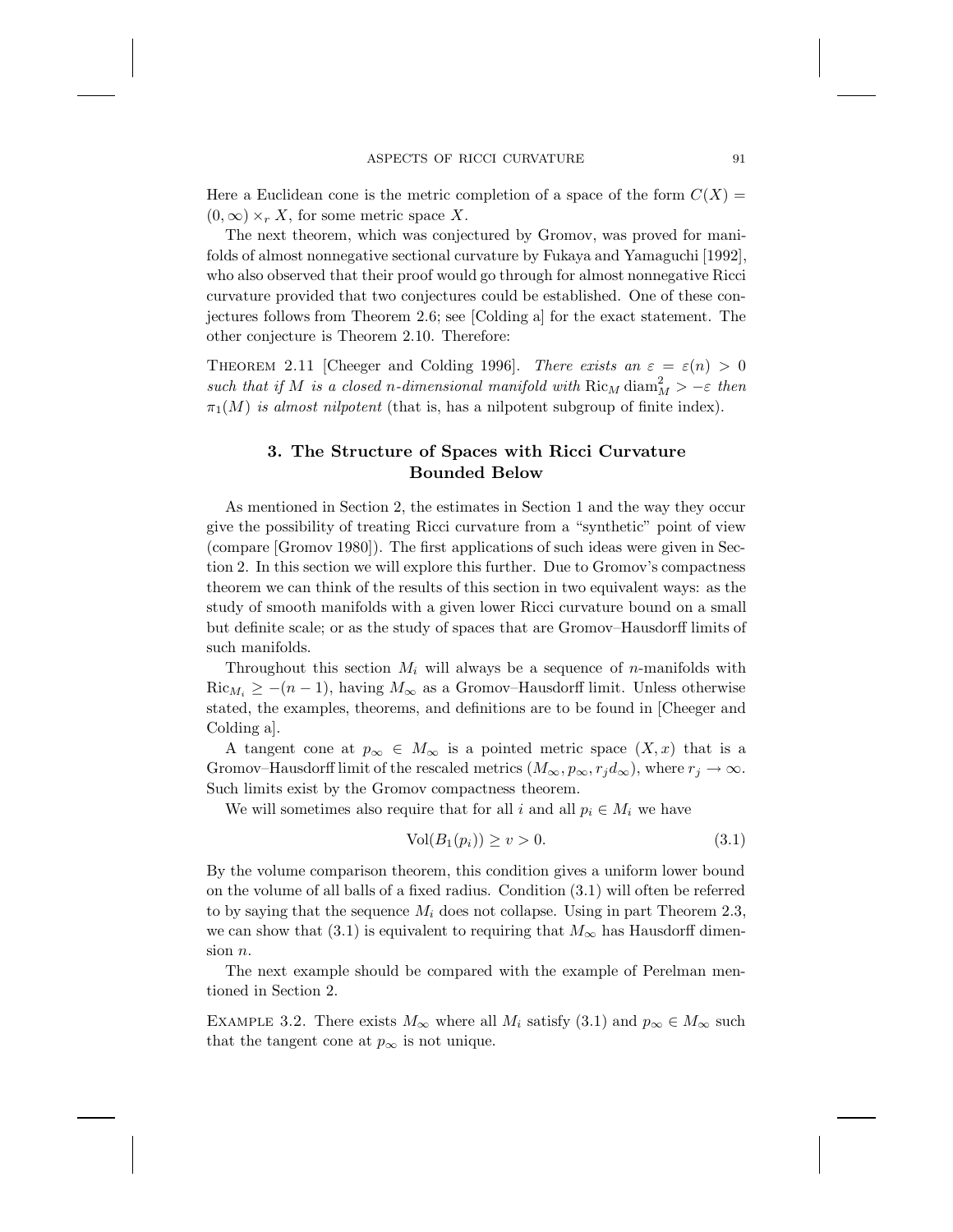Here a Euclidean cone is the metric completion of a space of the form $C(X) = (0,\infty) \times_r X$, for some metric space $X$.

The next theorem, which was conjectured by Gromov, was proved for manifolds of almost nonnegative sectional curvature by Fukaya and Yamaguchi [1992], who also observed that their proof would go through for almost nonnegative Ricci curvature provided that two conjectures could be established. One of these conjectures follows from Theorem 2.6; see [Colding a] for the exact statement. The other conjecture is Theorem 2.10. Therefore:

THEOREM 2.11 [Cheeger and Colding 1996]. *There exists an $\varepsilon = \varepsilon(n) > 0$ such that if $M$ is a closed $n$-dimensional manifold with $\mathrm{Ric}_M \operatorname{diam}_M^2 > -\varepsilon$ then $\pi_1(M)$ is almost nilpotent* (that is, has a nilpotent subgroup of finite index).

## 3. The Structure of Spaces with Ricci Curvature Bounded Below

As mentioned in Section 2, the estimates in Section 1 and the way they occur give the possibility of treating Ricci curvature from a "synthetic" point of view (compare [Gromov 1980]). The first applications of such ideas were given in Section 2. In this section we will explore this further. Due to Gromov's compactness theorem we can think of the results of this section in two equivalent ways: as the study of smooth manifolds with a given lower Ricci curvature bound on a small but definite scale; or as the study of spaces that are Gromov–Hausdorff limits of such manifolds.

Throughout this section $M_i$ will always be a sequence of $n$-manifolds with $\mathrm{Ric}_{M_i} \geq -(n-1)$, having $M_\infty$ as a Gromov–Hausdorff limit. Unless otherwise stated, the examples, theorems, and definitions are to be found in [Cheeger and Colding a].

A tangent cone at $p_\infty \in M_\infty$ is a pointed metric space $(X, x)$ that is a Gromov–Hausdorff limit of the rescaled metrics $(M_\infty, p_\infty, r_j d_\infty)$, where $r_j \to \infty$. Such limits exist by the Gromov compactness theorem.

We will sometimes also require that for all $i$ and all $p_i \in M_i$ we have

$$\mathrm{Vol}(B_1(p_i)) \geq v > 0. \tag{3.1}$$

By the volume comparison theorem, this condition gives a uniform lower bound on the volume of all balls of a fixed radius. Condition (3.1) will often be referred to by saying that the sequence $M_i$ does not collapse. Using in part Theorem 2.3, we can show that (3.1) is equivalent to requiring that $M_\infty$ has Hausdorff dimension $n$.

The next example should be compared with the example of Perelman mentioned in Section 2.

EXAMPLE 3.2. There exists $M_\infty$ where all $M_i$ satisfy (3.1) and $p_\infty \in M_\infty$ such that the tangent cone at $p_\infty$ is not unique.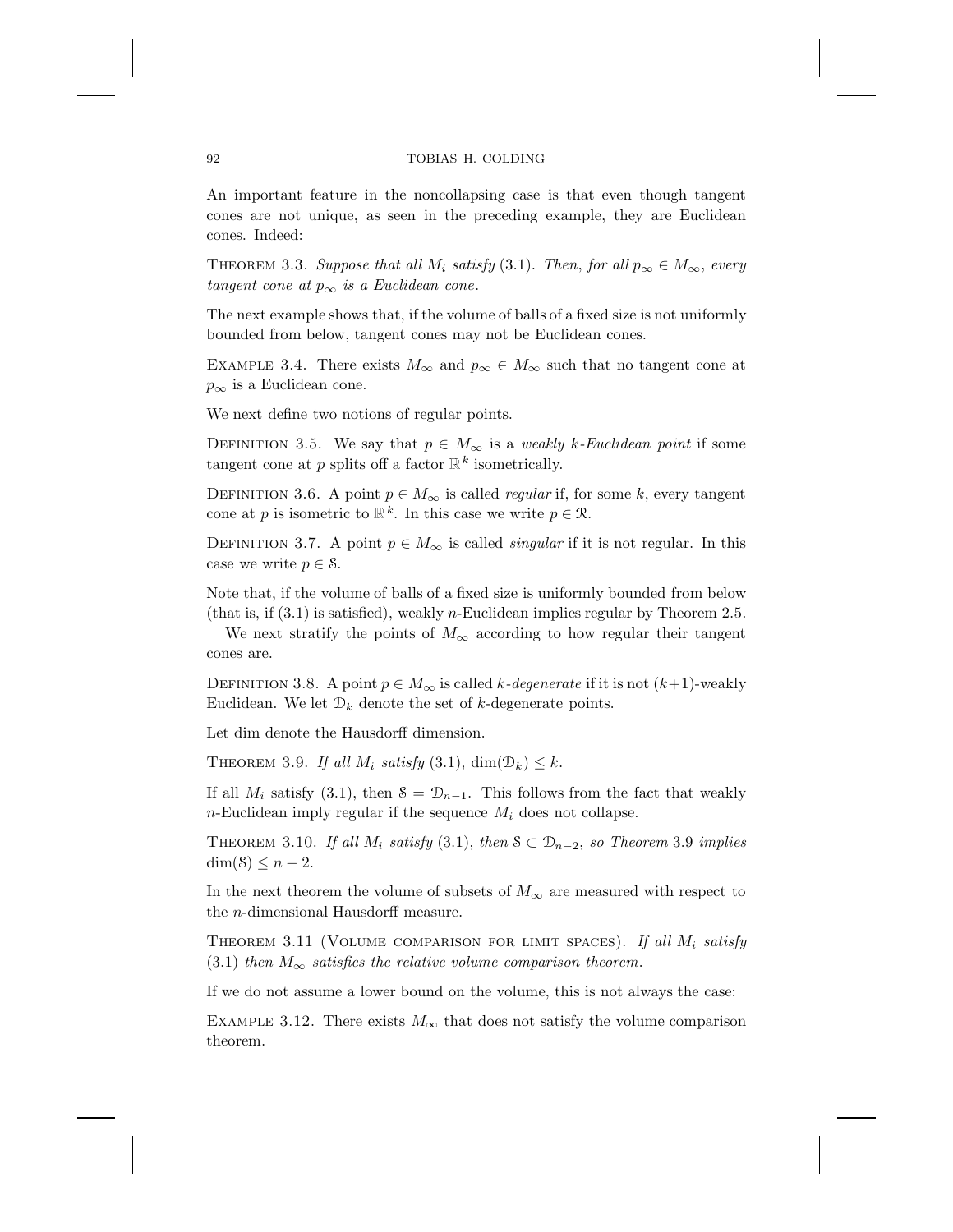An important feature in the noncollapsing case is that even though tangent cones are not unique, as seen in the preceding example, they are Euclidean cones. Indeed:

THEOREM 3.3. *Suppose that all $M_i$ satisfy* (3.1). *Then, for all $p_\infty \in M_\infty$, every tangent cone at $p_\infty$ is a Euclidean cone.*

The next example shows that, if the volume of balls of a fixed size is not uniformly bounded from below, tangent cones may not be Euclidean cones.

EXAMPLE 3.4. There exists $M_\infty$ and $p_\infty \in M_\infty$ such that no tangent cone at $p_\infty$ is a Euclidean cone.

We next define two notions of regular points.

DEFINITION 3.5. We say that $p \in M_\infty$ is a *weakly $k$-Euclidean point* if some tangent cone at $p$ splits off a factor $\mathbb{R}^k$ isometrically.

DEFINITION 3.6. A point $p \in M_\infty$ is called *regular* if, for some $k$, every tangent cone at $p$ is isometric to $\mathbb{R}^k$. In this case we write $p \in \mathcal{R}$.

DEFINITION 3.7. A point $p \in M_\infty$ is called *singular* if it is not regular. In this case we write $p \in \mathcal{S}$.

Note that, if the volume of balls of a fixed size is uniformly bounded from below (that is, if (3.1) is satisfied), weakly $n$-Euclidean implies regular by Theorem 2.5.

We next stratify the points of $M_\infty$ according to how regular their tangent cones are.

DEFINITION 3.8. A point $p \in M_\infty$ is called *$k$-degenerate* if it is not $(k+1)$-weakly Euclidean. We let $\mathcal{D}_k$ denote the set of $k$-degenerate points.

Let dim denote the Hausdorff dimension.

THEOREM 3.9. *If all $M_i$ satisfy* (3.1), $\dim(\mathcal{D}_k) \leq k$.

If all $M_i$ satisfy (3.1), then $\mathcal{S} = \mathcal{D}_{n-1}$. This follows from the fact that weakly $n$-Euclidean imply regular if the sequence $M_i$ does not collapse.

THEOREM 3.10. *If all $M_i$ satisfy* (3.1), *then $\mathcal{S} \subset \mathcal{D}_{n-2}$, so Theorem* 3.9 *implies* $\dim(\mathcal{S}) \leq n-2$.

In the next theorem the volume of subsets of $M_\infty$ are measured with respect to the $n$-dimensional Hausdorff measure.

THEOREM 3.11 (VOLUME COMPARISON FOR LIMIT SPACES). *If all $M_i$ satisfy* (3.1) *then $M_\infty$ satisfies the relative volume comparison theorem.*

If we do not assume a lower bound on the volume, this is not always the case:

EXAMPLE 3.12. There exists $M_\infty$ that does not satisfy the volume comparison theorem.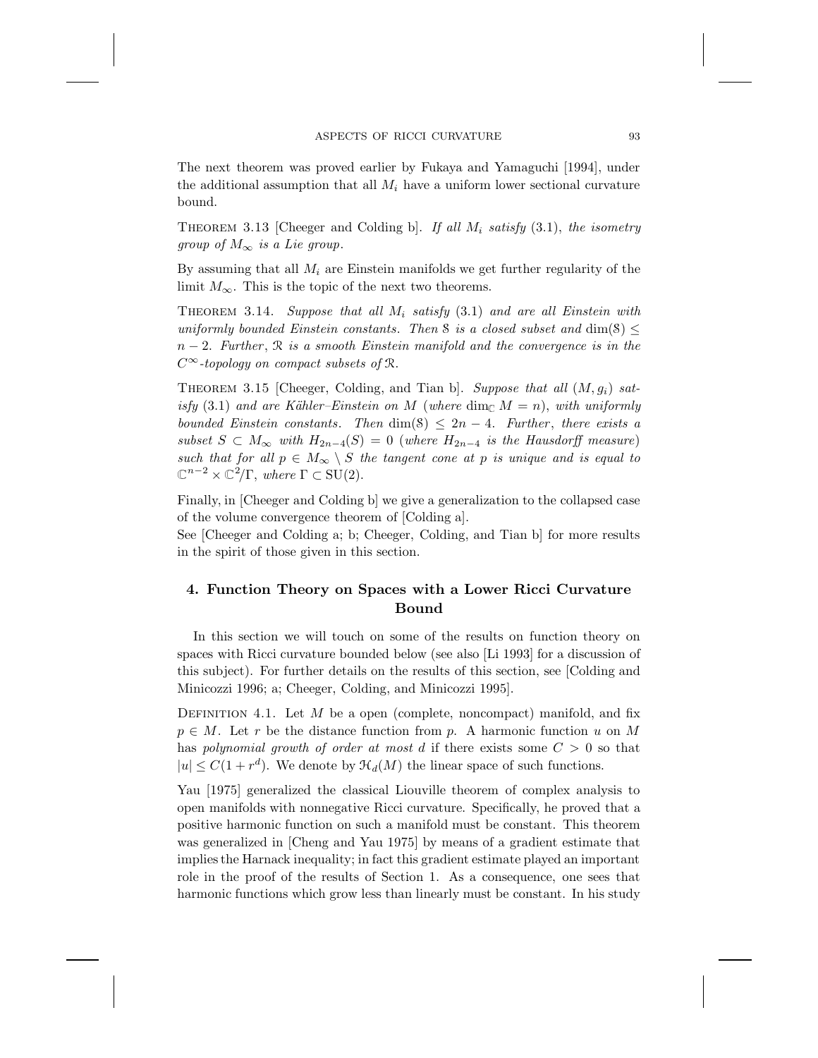The next theorem was proved earlier by Fukaya and Yamaguchi [1994], under the additional assumption that all $M_i$ have a uniform lower sectional curvature bound.

Theorem 3.13 [Cheeger and Colding b]. *If all $M_i$ satisfy* (3.1), *the isometry group of $M_\infty$ is a Lie group*.

By assuming that all $M_i$ are Einstein manifolds we get further regularity of the limit $M_\infty$. This is the topic of the next two theorems.

Theorem 3.14. *Suppose that all $M_i$ satisfy* (3.1) *and are all Einstein with uniformly bounded Einstein constants. Then $\mathcal{S}$ is a closed subset and $\dim(\mathcal{S}) \leq n-2$. Further, $\mathcal{R}$ is a smooth Einstein manifold and the convergence is in the $C^\infty$-topology on compact subsets of $\mathcal{R}$.*

Theorem 3.15 [Cheeger, Colding, and Tian b]. *Suppose that all $(M, g_i)$ satisfy* (3.1) *and are Kähler–Einstein on $M$ (where $\dim_{\mathbb{C}} M = n$), with uniformly bounded Einstein constants. Then $\dim(\mathcal{S}) \leq 2n-4$. Further, there exists a subset $S \subset M_\infty$ with $H_{2n-4}(S) = 0$ (where $H_{2n-4}$ is the Hausdorff measure) such that for all $p \in M_\infty \setminus S$ the tangent cone at $p$ is unique and is equal to $\mathbb{C}^{n-2} \times \mathbb{C}^2/\Gamma$, where $\Gamma \subset \mathrm{SU}(2)$.*

Finally, in [Cheeger and Colding b] we give a generalization to the collapsed case of the volume convergence theorem of [Colding a].

See [Cheeger and Colding a; b; Cheeger, Colding, and Tian b] for more results in the spirit of those given in this section.

## 4. Function Theory on Spaces with a Lower Ricci Curvature Bound

In this section we will touch on some of the results on function theory on spaces with Ricci curvature bounded below (see also [Li 1993] for a discussion of this subject). For further details on the results of this section, see [Colding and Minicozzi 1996; a; Cheeger, Colding, and Minicozzi 1995].

Definition 4.1. Let $M$ be a open (complete, noncompact) manifold, and fix $p \in M$. Let $r$ be the distance function from $p$. A harmonic function $u$ on $M$ has *polynomial growth of order at most $d$* if there exists some $C > 0$ so that $|u| \leq C(1 + r^d)$. We denote by $\mathcal{H}_d(M)$ the linear space of such functions.

Yau [1975] generalized the classical Liouville theorem of complex analysis to open manifolds with nonnegative Ricci curvature. Specifically, he proved that a positive harmonic function on such a manifold must be constant. This theorem was generalized in [Cheng and Yau 1975] by means of a gradient estimate that implies the Harnack inequality; in fact this gradient estimate played an important role in the proof of the results of Section 1. As a consequence, one sees that harmonic functions which grow less than linearly must be constant. In his study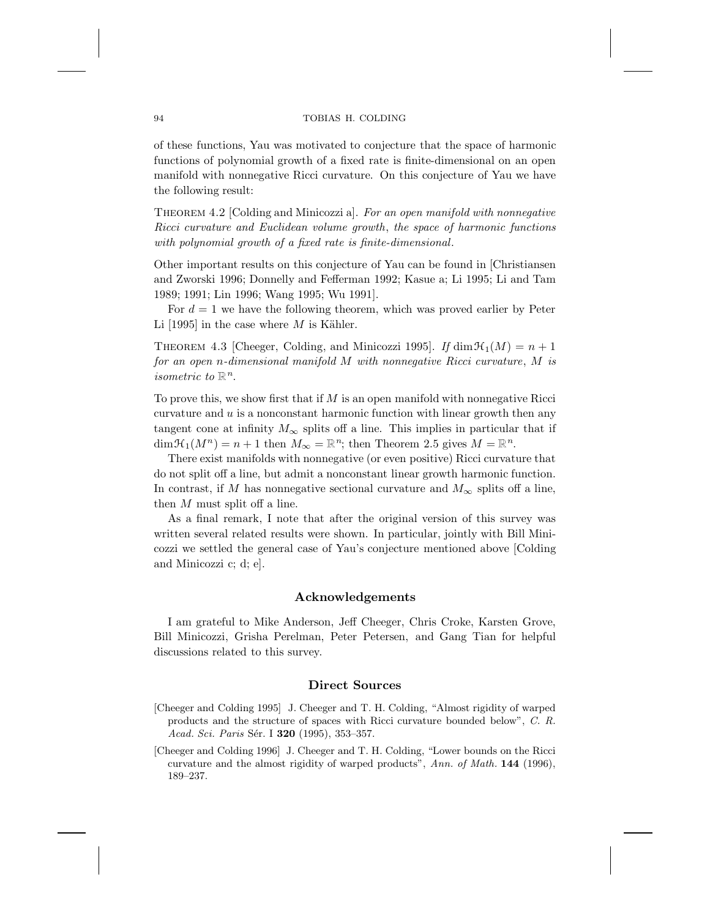of these functions, Yau was motivated to conjecture that the space of harmonic functions of polynomial growth of a fixed rate is finite-dimensional on an open manifold with nonnegative Ricci curvature. On this conjecture of Yau we have the following result:

Theorem 4.2 [Colding and Minicozzi a]. *For an open manifold with nonnegative Ricci curvature and Euclidean volume growth, the space of harmonic functions with polynomial growth of a fixed rate is finite-dimensional.*

Other important results on this conjecture of Yau can be found in [Christiansen and Zworski 1996; Donnelly and Fefferman 1992; Kasue a; Li 1995; Li and Tam 1989; 1991; Lin 1996; Wang 1995; Wu 1991].

For $d = 1$ we have the following theorem, which was proved earlier by Peter Li [1995] in the case where $M$ is Kähler.

Theorem 4.3 [Cheeger, Colding, and Minicozzi 1995]. *If* $\dim \mathcal{H}_1(M) = n + 1$ *for an open* $n$*-dimensional manifold* $M$ *with nonnegative Ricci curvature*, $M$ *is isometric to* $\mathbb{R}^n$.

To prove this, we show first that if $M$ is an open manifold with nonnegative Ricci curvature and $u$ is a nonconstant harmonic function with linear growth then any tangent cone at infinity $M_\infty$ splits off a line. This implies in particular that if $\dim \mathcal{H}_1(M^n) = n + 1$ then $M_\infty = \mathbb{R}^n$; then Theorem 2.5 gives $M = \mathbb{R}^n$.

There exist manifolds with nonnegative (or even positive) Ricci curvature that do not split off a line, but admit a nonconstant linear growth harmonic function. In contrast, if $M$ has nonnegative sectional curvature and $M_\infty$ splits off a line, then $M$ must split off a line.

As a final remark, I note that after the original version of this survey was written several related results were shown. In particular, jointly with Bill Minicozzi we settled the general case of Yau's conjecture mentioned above [Colding and Minicozzi c; d; e].

## Acknowledgements

I am grateful to Mike Anderson, Jeff Cheeger, Chris Croke, Karsten Grove, Bill Minicozzi, Grisha Perelman, Peter Petersen, and Gang Tian for helpful discussions related to this survey.

## Direct Sources

[Cheeger and Colding 1995] J. Cheeger and T. H. Colding, "Almost rigidity of warped products and the structure of spaces with Ricci curvature bounded below", *C. R. Acad. Sci. Paris* Sér. I **320** (1995), 353–357.

[Cheeger and Colding 1996] J. Cheeger and T. H. Colding, "Lower bounds on the Ricci curvature and the almost rigidity of warped products", *Ann. of Math.* **144** (1996), 189–237.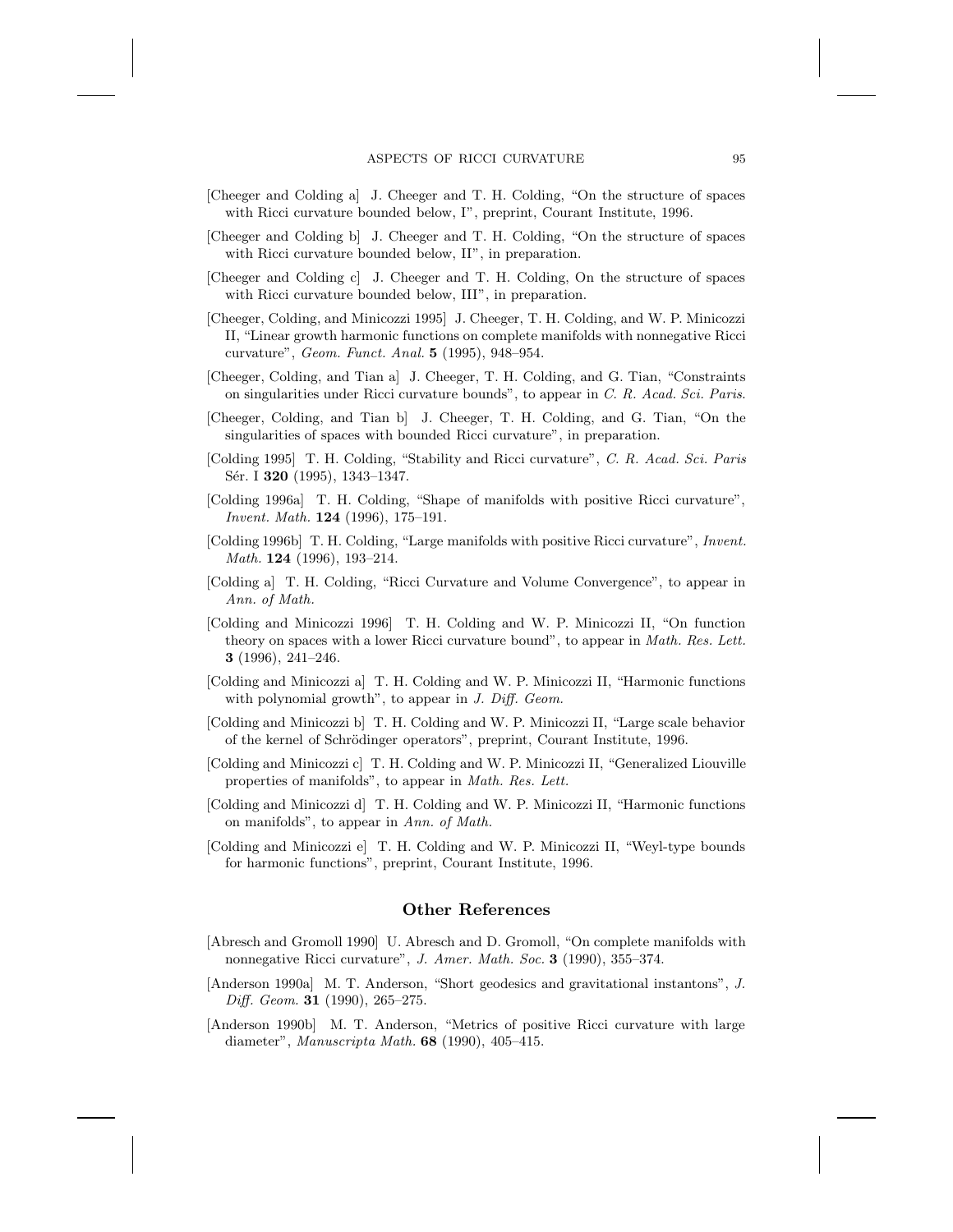[Cheeger and Colding a] J. Cheeger and T. H. Colding, "On the structure of spaces with Ricci curvature bounded below, I", preprint, Courant Institute, 1996.

[Cheeger and Colding b] J. Cheeger and T. H. Colding, "On the structure of spaces with Ricci curvature bounded below, II", in preparation.

[Cheeger and Colding c] J. Cheeger and T. H. Colding, On the structure of spaces with Ricci curvature bounded below, III", in preparation.

[Cheeger, Colding, and Minicozzi 1995] J. Cheeger, T. H. Colding, and W. P. Minicozzi II, "Linear growth harmonic functions on complete manifolds with nonnegative Ricci curvature", *Geom. Funct. Anal.* **5** (1995), 948–954.

[Cheeger, Colding, and Tian a] J. Cheeger, T. H. Colding, and G. Tian, "Constraints on singularities under Ricci curvature bounds", to appear in *C. R. Acad. Sci. Paris.*

[Cheeger, Colding, and Tian b] J. Cheeger, T. H. Colding, and G. Tian, "On the singularities of spaces with bounded Ricci curvature", in preparation.

[Colding 1995] T. H. Colding, "Stability and Ricci curvature", *C. R. Acad. Sci. Paris* Sér. I **320** (1995), 1343–1347.

[Colding 1996a] T. H. Colding, "Shape of manifolds with positive Ricci curvature", *Invent. Math.* **124** (1996), 175–191.

[Colding 1996b] T. H. Colding, "Large manifolds with positive Ricci curvature", *Invent. Math.* **124** (1996), 193–214.

[Colding a] T. H. Colding, "Ricci Curvature and Volume Convergence", to appear in *Ann. of Math.*

[Colding and Minicozzi 1996] T. H. Colding and W. P. Minicozzi II, "On function theory on spaces with a lower Ricci curvature bound", to appear in *Math. Res. Lett.* **3** (1996), 241–246.

[Colding and Minicozzi a] T. H. Colding and W. P. Minicozzi II, "Harmonic functions with polynomial growth", to appear in *J. Diff. Geom.*

[Colding and Minicozzi b] T. H. Colding and W. P. Minicozzi II, "Large scale behavior of the kernel of Schrödinger operators", preprint, Courant Institute, 1996.

[Colding and Minicozzi c] T. H. Colding and W. P. Minicozzi II, "Generalized Liouville properties of manifolds", to appear in *Math. Res. Lett.*

[Colding and Minicozzi d] T. H. Colding and W. P. Minicozzi II, "Harmonic functions on manifolds", to appear in *Ann. of Math.*

[Colding and Minicozzi e] T. H. Colding and W. P. Minicozzi II, "Weyl-type bounds for harmonic functions", preprint, Courant Institute, 1996.

## Other References

[Abresch and Gromoll 1990] U. Abresch and D. Gromoll, "On complete manifolds with nonnegative Ricci curvature", *J. Amer. Math. Soc.* **3** (1990), 355–374.

[Anderson 1990a] M. T. Anderson, "Short geodesics and gravitational instantons", *J. Diff. Geom.* **31** (1990), 265–275.

[Anderson 1990b] M. T. Anderson, "Metrics of positive Ricci curvature with large diameter", *Manuscripta Math.* **68** (1990), 405–415.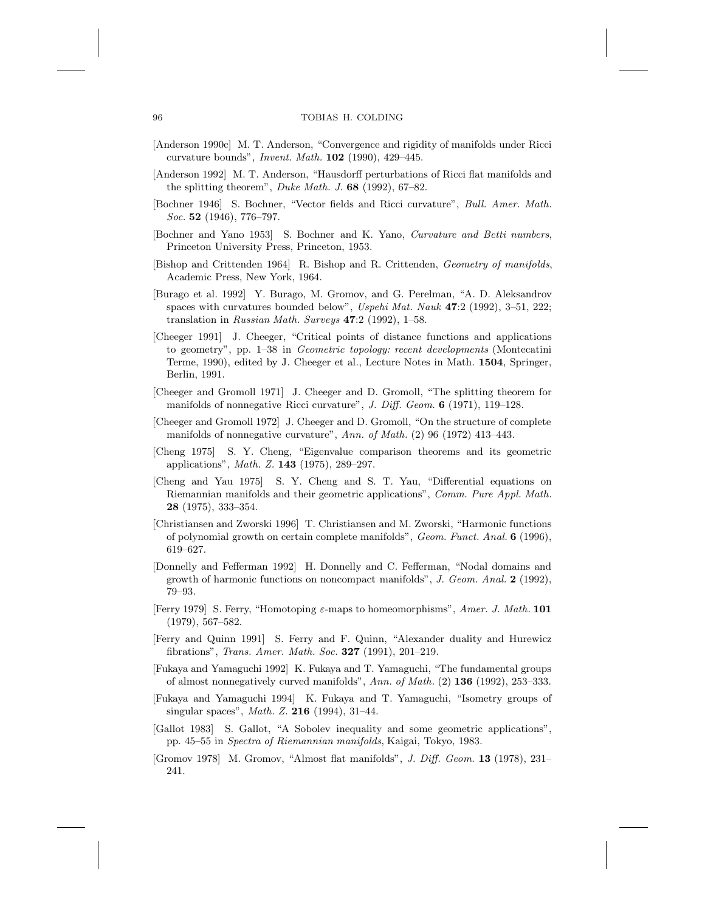[Anderson 1990c] M. T. Anderson, "Convergence and rigidity of manifolds under Ricci curvature bounds", *Invent. Math.* **102** (1990), 429–445.

[Anderson 1992] M. T. Anderson, "Hausdorff perturbations of Ricci flat manifolds and the splitting theorem", *Duke Math. J.* **68** (1992), 67–82.

[Bochner 1946] S. Bochner, "Vector fields and Ricci curvature", *Bull. Amer. Math. Soc.* **52** (1946), 776–797.

[Bochner and Yano 1953] S. Bochner and K. Yano, *Curvature and Betti numbers*, Princeton University Press, Princeton, 1953.

[Bishop and Crittenden 1964] R. Bishop and R. Crittenden, *Geometry of manifolds*, Academic Press, New York, 1964.

[Burago et al. 1992] Y. Burago, M. Gromov, and G. Perelman, "A. D. Aleksandrov spaces with curvatures bounded below", *Uspehi Mat. Nauk* **47**:2 (1992), 3–51, 222; translation in *Russian Math. Surveys* **47**:2 (1992), 1–58.

[Cheeger 1991] J. Cheeger, "Critical points of distance functions and applications to geometry", pp. 1–38 in *Geometric topology: recent developments* (Montecatini Terme, 1990), edited by J. Cheeger et al., Lecture Notes in Math. **1504**, Springer, Berlin, 1991.

[Cheeger and Gromoll 1971] J. Cheeger and D. Gromoll, "The splitting theorem for manifolds of nonnegative Ricci curvature", *J. Diff. Geom.* **6** (1971), 119–128.

[Cheeger and Gromoll 1972] J. Cheeger and D. Gromoll, "On the structure of complete manifolds of nonnegative curvature", *Ann. of Math.* (2) 96 (1972) 413–443.

[Cheng 1975] S. Y. Cheng, "Eigenvalue comparison theorems and its geometric applications", *Math. Z.* **143** (1975), 289–297.

[Cheng and Yau 1975] S. Y. Cheng and S. T. Yau, "Differential equations on Riemannian manifolds and their geometric applications", *Comm. Pure Appl. Math.* **28** (1975), 333–354.

[Christiansen and Zworski 1996] T. Christiansen and M. Zworski, "Harmonic functions of polynomial growth on certain complete manifolds", *Geom. Funct. Anal.* **6** (1996), 619–627.

[Donnelly and Fefferman 1992] H. Donnelly and C. Fefferman, "Nodal domains and growth of harmonic functions on noncompact manifolds", *J. Geom. Anal.* **2** (1992), 79–93.

[Ferry 1979] S. Ferry, "Homotoping $\varepsilon$-maps to homeomorphisms", *Amer. J. Math.* **101** (1979), 567–582.

[Ferry and Quinn 1991] S. Ferry and F. Quinn, "Alexander duality and Hurewicz fibrations", *Trans. Amer. Math. Soc.* **327** (1991), 201–219.

[Fukaya and Yamaguchi 1992] K. Fukaya and T. Yamaguchi, "The fundamental groups of almost nonnegatively curved manifolds", *Ann. of Math.* (2) **136** (1992), 253–333.

[Fukaya and Yamaguchi 1994] K. Fukaya and T. Yamaguchi, "Isometry groups of singular spaces", *Math. Z.* **216** (1994), 31–44.

[Gallot 1983] S. Gallot, "A Sobolev inequality and some geometric applications", pp. 45–55 in *Spectra of Riemannian manifolds*, Kaigai, Tokyo, 1983.

[Gromov 1978] M. Gromov, "Almost flat manifolds", *J. Diff. Geom.* **13** (1978), 231–241.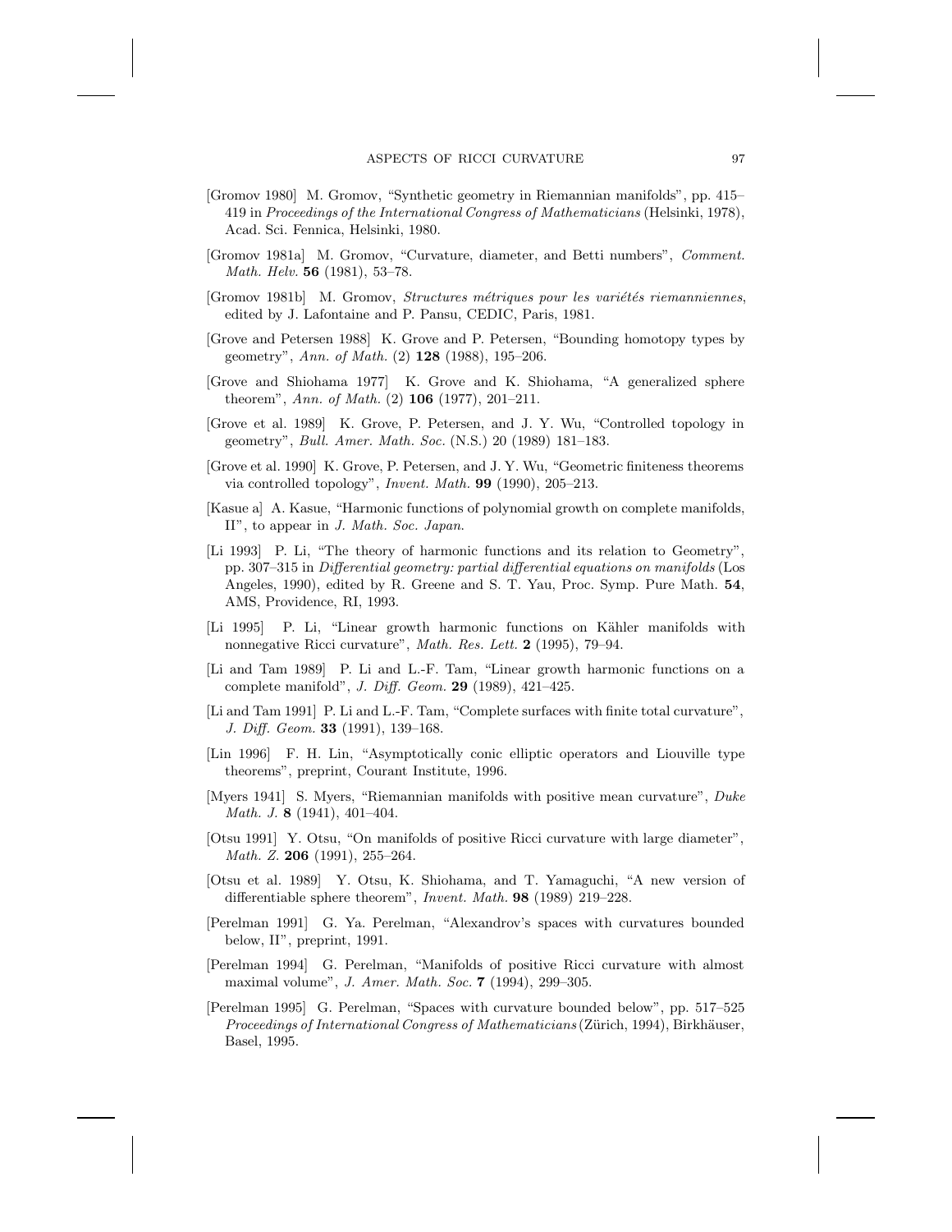[Gromov 1980] M. Gromov, "Synthetic geometry in Riemannian manifolds", pp. 415–419 in *Proceedings of the International Congress of Mathematicians* (Helsinki, 1978), Acad. Sci. Fennica, Helsinki, 1980.

[Gromov 1981a] M. Gromov, "Curvature, diameter, and Betti numbers", *Comment. Math. Helv.* **56** (1981), 53–78.

[Gromov 1981b] M. Gromov, *Structures métriques pour les variétés riemanniennes*, edited by J. Lafontaine and P. Pansu, CEDIC, Paris, 1981.

[Grove and Petersen 1988] K. Grove and P. Petersen, "Bounding homotopy types by geometry", *Ann. of Math.* (2) **128** (1988), 195–206.

[Grove and Shiohama 1977] K. Grove and K. Shiohama, "A generalized sphere theorem", *Ann. of Math.* (2) **106** (1977), 201–211.

[Grove et al. 1989] K. Grove, P. Petersen, and J. Y. Wu, "Controlled topology in geometry", *Bull. Amer. Math. Soc.* (N.S.) 20 (1989) 181–183.

[Grove et al. 1990] K. Grove, P. Petersen, and J. Y. Wu, "Geometric finiteness theorems via controlled topology", *Invent. Math.* **99** (1990), 205–213.

[Kasue a] A. Kasue, "Harmonic functions of polynomial growth on complete manifolds, II", to appear in *J. Math. Soc. Japan*.

[Li 1993] P. Li, "The theory of harmonic functions and its relation to Geometry", pp. 307–315 in *Differential geometry: partial differential equations on manifolds* (Los Angeles, 1990), edited by R. Greene and S. T. Yau, Proc. Symp. Pure Math. **54**, AMS, Providence, RI, 1993.

[Li 1995] P. Li, "Linear growth harmonic functions on Kähler manifolds with nonnegative Ricci curvature", *Math. Res. Lett.* **2** (1995), 79–94.

[Li and Tam 1989] P. Li and L.-F. Tam, "Linear growth harmonic functions on a complete manifold", *J. Diff. Geom.* **29** (1989), 421–425.

[Li and Tam 1991] P. Li and L.-F. Tam, "Complete surfaces with finite total curvature", *J. Diff. Geom.* **33** (1991), 139–168.

[Lin 1996] F. H. Lin, "Asymptotically conic elliptic operators and Liouville type theorems", preprint, Courant Institute, 1996.

[Myers 1941] S. Myers, "Riemannian manifolds with positive mean curvature", *Duke Math. J.* **8** (1941), 401–404.

[Otsu 1991] Y. Otsu, "On manifolds of positive Ricci curvature with large diameter", *Math. Z.* **206** (1991), 255–264.

[Otsu et al. 1989] Y. Otsu, K. Shiohama, and T. Yamaguchi, "A new version of differentiable sphere theorem", *Invent. Math.* **98** (1989) 219–228.

[Perelman 1991] G. Ya. Perelman, "Alexandrov's spaces with curvatures bounded below, II", preprint, 1991.

[Perelman 1994] G. Perelman, "Manifolds of positive Ricci curvature with almost maximal volume", *J. Amer. Math. Soc.* **7** (1994), 299–305.

[Perelman 1995] G. Perelman, "Spaces with curvature bounded below", pp. 517–525 *Proceedings of International Congress of Mathematicians* (Zürich, 1994), Birkhäuser, Basel, 1995.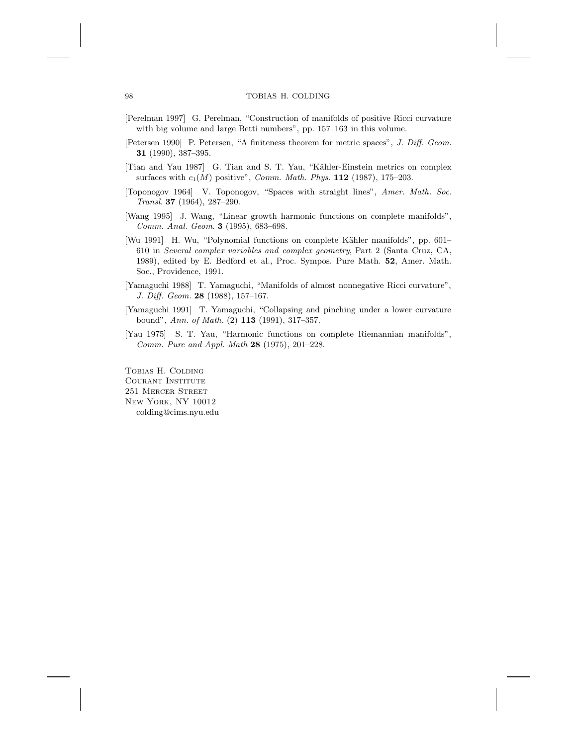[Perelman 1997] G. Perelman, "Construction of manifolds of positive Ricci curvature with big volume and large Betti numbers", pp. 157–163 in this volume.

[Petersen 1990] P. Petersen, "A finiteness theorem for metric spaces", *J. Diff. Geom.* **31** (1990), 387–395.

[Tian and Yau 1987] G. Tian and S. T. Yau, "Kähler-Einstein metrics on complex surfaces with $c_1(M)$ positive", *Comm. Math. Phys.* **112** (1987), 175–203.

[Toponogov 1964] V. Toponogov, "Spaces with straight lines", *Amer. Math. Soc. Transl.* **37** (1964), 287–290.

[Wang 1995] J. Wang, "Linear growth harmonic functions on complete manifolds", *Comm. Anal. Geom.* **3** (1995), 683–698.

[Wu 1991] H. Wu, "Polynomial functions on complete Kähler manifolds", pp. 601–610 in *Several complex variables and complex geometry*, Part 2 (Santa Cruz, CA, 1989), edited by E. Bedford et al., Proc. Sympos. Pure Math. **52**, Amer. Math. Soc., Providence, 1991.

[Yamaguchi 1988] T. Yamaguchi, "Manifolds of almost nonnegative Ricci curvature", *J. Diff. Geom.* **28** (1988), 157–167.

[Yamaguchi 1991] T. Yamaguchi, "Collapsing and pinching under a lower curvature bound", *Ann. of Math.* (2) **113** (1991), 317–357.

[Yau 1975] S. T. Yau, "Harmonic functions on complete Riemannian manifolds", *Comm. Pure and Appl. Math* **28** (1975), 201–228.

Tobias H. Colding
Courant Institute
251 Mercer Street
New York, NY 10012
colding@cims.nyu.edu